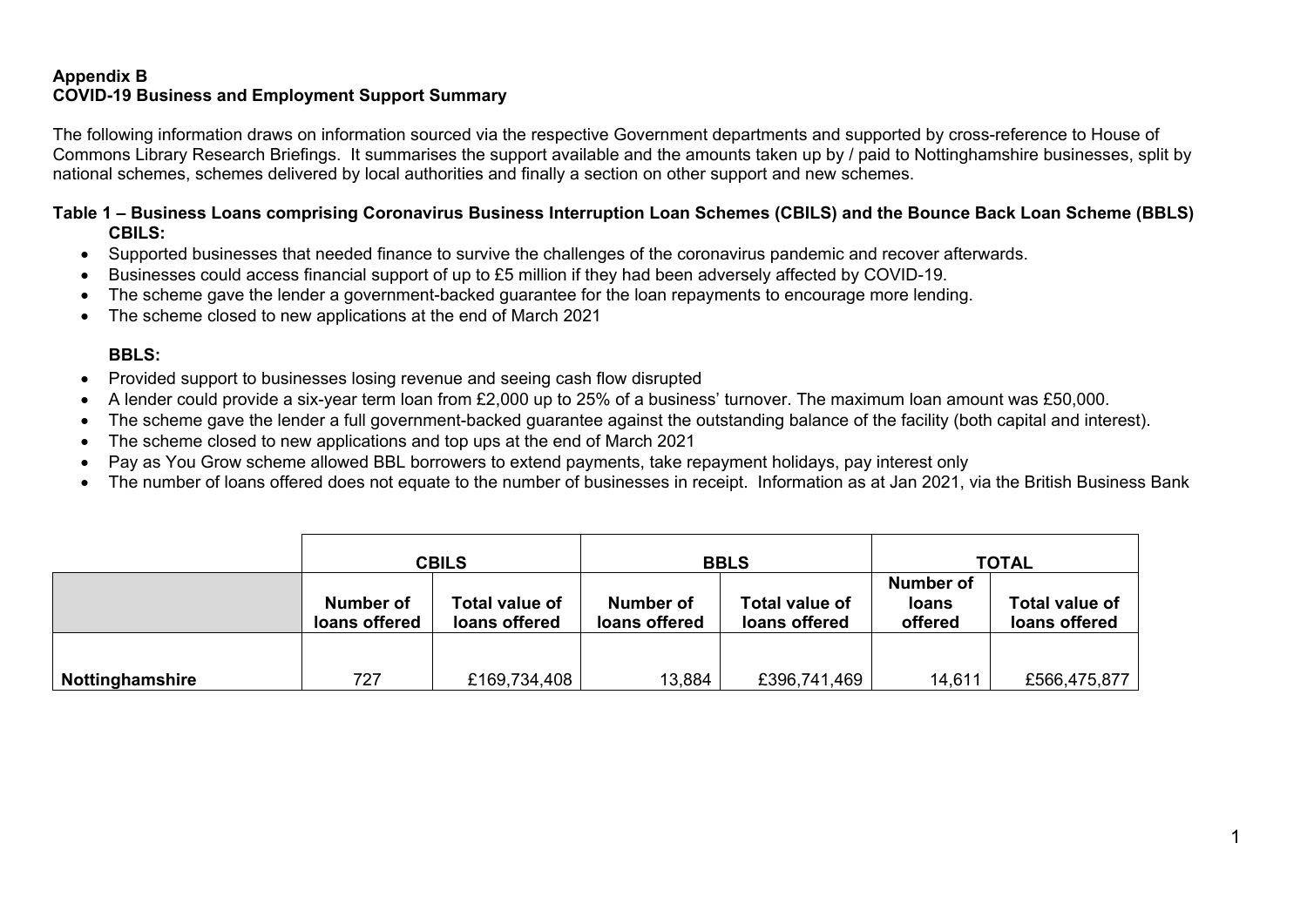**Appendix B**
**COVID-19 Business and Employment Support Summary**

The following information draws on information sourced via the respective Government departments and supported by cross-reference to House of Commons Library Research Briefings. It summarises the support available and the amounts taken up by / paid to Nottinghamshire businesses, split by national schemes, schemes delivered by local authorities and finally a section on other support and new schemes.

**Table 1 – Business Loans comprising Coronavirus Business Interruption Loan Schemes (CBILS) and the Bounce Back Loan Scheme (BBLS)**

**CBILS:**

- Supported businesses that needed finance to survive the challenges of the coronavirus pandemic and recover afterwards.
- Businesses could access financial support of up to £5 million if they had been adversely affected by COVID-19.
- The scheme gave the lender a government-backed guarantee for the loan repayments to encourage more lending.
- The scheme closed to new applications at the end of March 2021

**BBLS:**

- Provided support to businesses losing revenue and seeing cash flow disrupted
- A lender could provide a six-year term loan from £2,000 up to 25% of a business' turnover. The maximum loan amount was £50,000.
- The scheme gave the lender a full government-backed guarantee against the outstanding balance of the facility (both capital and interest).
- The scheme closed to new applications and top ups at the end of March 2021
- Pay as You Grow scheme allowed BBL borrowers to extend payments, take repayment holidays, pay interest only
- The number of loans offered does not equate to the number of businesses in receipt. Information as at Jan 2021, via the British Business Bank

| | CBILS | | BBLS | | TOTAL | |
|---|---|---|---|---|---|---|
| | **Number of loans offered** | **Total value of loans offered** | **Number of loans offered** | **Total value of loans offered** | **Number of loans offered** | **Total value of loans offered** |
| **Nottinghamshire** | 727 | £169,734,408 | 13,884 | £396,741,469 | 14,611 | £566,475,877 |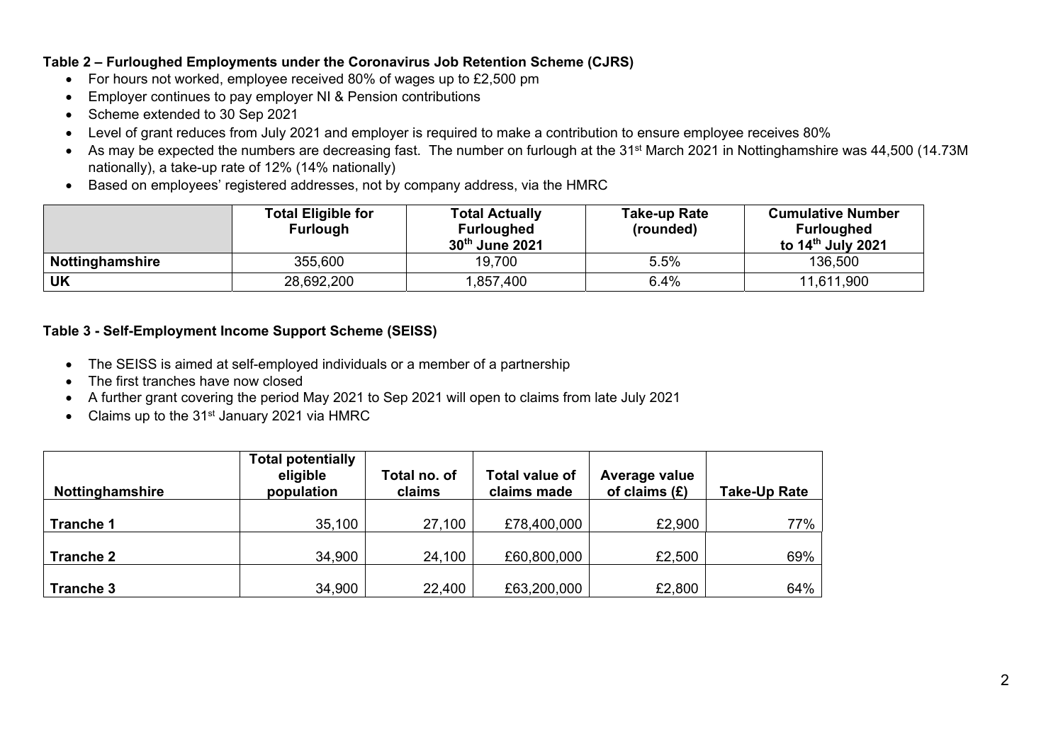### Table 2 – Furloughed Employments under the Coronavirus Job Retention Scheme (CJRS)

- For hours not worked, employee received 80% of wages up to £2,500 pm
- Employer continues to pay employer NI & Pension contributions
- Scheme extended to 30 Sep 2021
- Level of grant reduces from July 2021 and employer is required to make a contribution to ensure employee receives 80%
- As may be expected the numbers are decreasing fast. The number on furlough at the 31st March 2021 in Nottinghamshire was 44,500 (14.73M nationally), a take-up rate of 12% (14% nationally)
- Based on employees' registered addresses, not by company address, via the HMRC

| | Total Eligible for Furlough | Total Actually Furloughed 30th June 2021 | Take-up Rate (rounded) | Cumulative Number Furloughed to 14th July 2021 |
|---|---|---|---|---|
| **Nottinghamshire** | 355,600 | 19,700 | 5.5% | 136,500 |
| **UK** | 28,692,200 | 1,857,400 | 6.4% | 11,611,900 |

### Table 3 - Self-Employment Income Support Scheme (SEISS)

- The SEISS is aimed at self-employed individuals or a member of a partnership
- The first tranches have now closed
- A further grant covering the period May 2021 to Sep 2021 will open to claims from late July 2021
- Claims up to the 31st January 2021 via HMRC

| Nottinghamshire | Total potentially eligible population | Total no. of claims | Total value of claims made | Average value of claims (£) | Take-Up Rate |
|---|---|---|---|---|---|
| **Tranche 1** | 35,100 | 27,100 | £78,400,000 | £2,900 | 77% |
| **Tranche 2** | 34,900 | 24,100 | £60,800,000 | £2,500 | 69% |
| **Tranche 3** | 34,900 | 22,400 | £63,200,000 | £2,800 | 64% |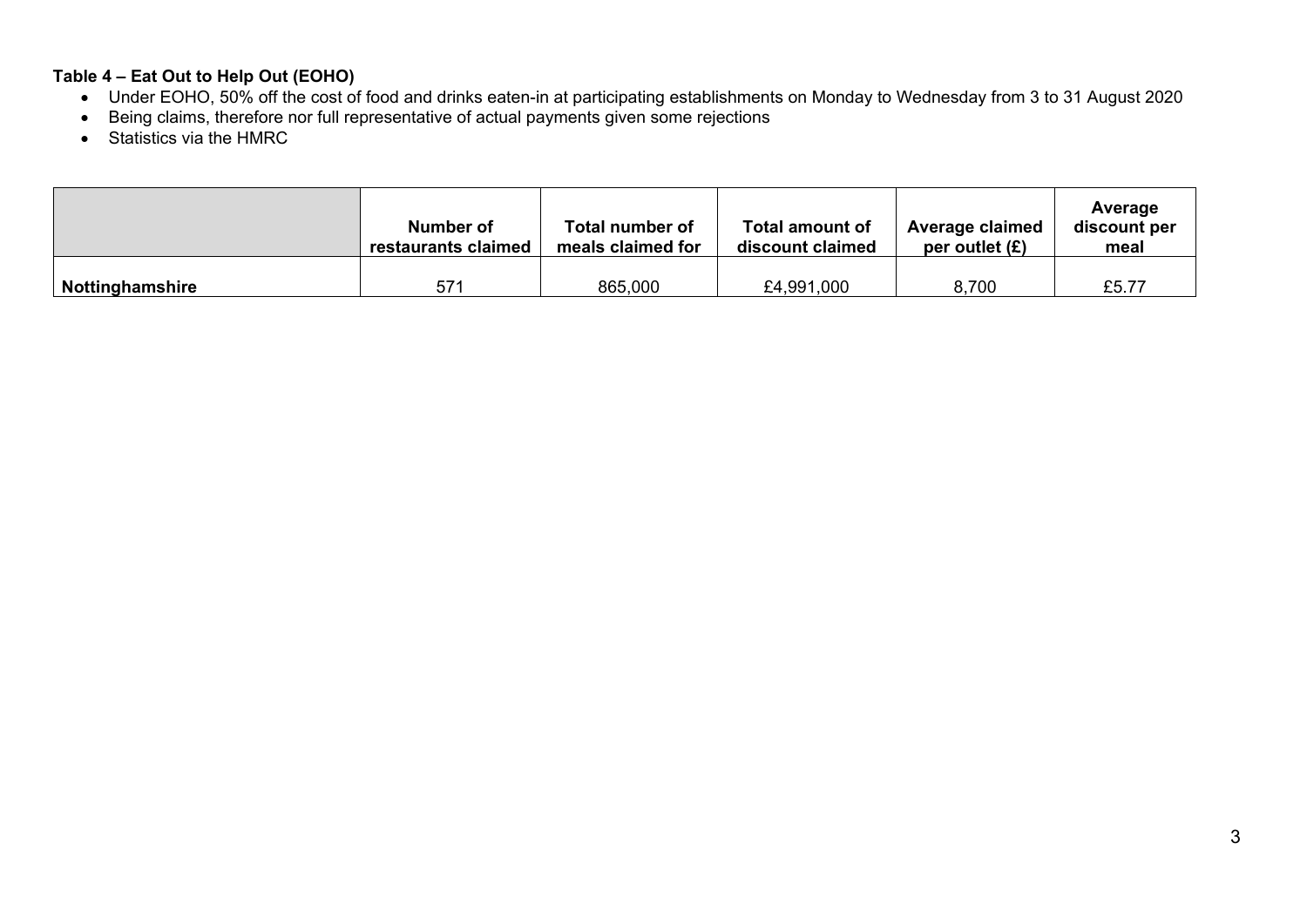**Table 4 – Eat Out to Help Out (EOHO)**

- Under EOHO, 50% off the cost of food and drinks eaten-in at participating establishments on Monday to Wednesday from 3 to 31 August 2020
- Being claims, therefore nor full representative of actual payments given some rejections
- Statistics via the HMRC

| | Number of restaurants claimed | Total number of meals claimed for | Total amount of discount claimed | Average claimed per outlet (£) | Average discount per meal |
|---|---|---|---|---|---|
| **Nottinghamshire** | 571 | 865,000 | £4,991,000 | 8,700 | £5.77 |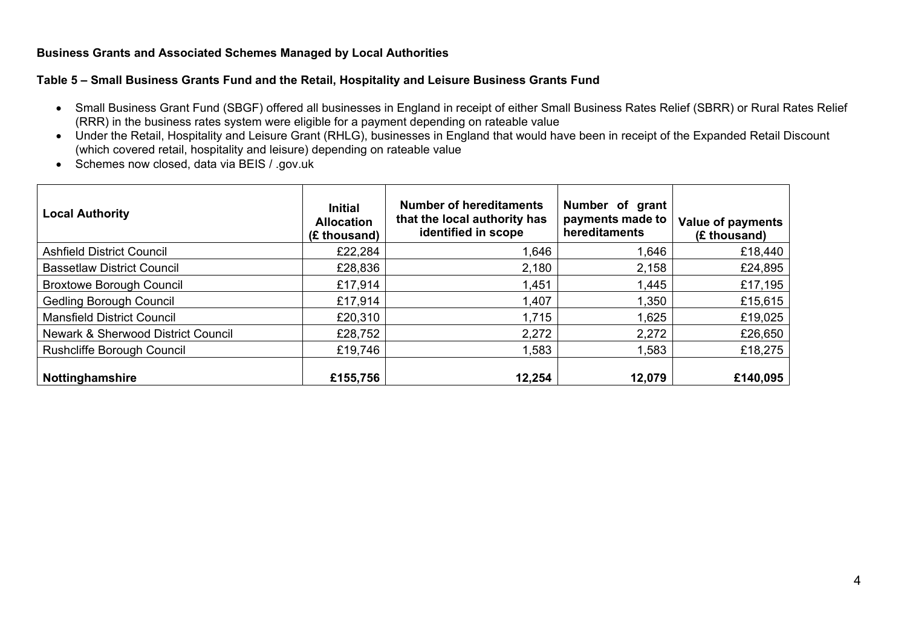**Business Grants and Associated Schemes Managed by Local Authorities**

**Table 5 – Small Business Grants Fund and the Retail, Hospitality and Leisure Business Grants Fund**

- Small Business Grant Fund (SBGF) offered all businesses in England in receipt of either Small Business Rates Relief (SBRR) or Rural Rates Relief (RRR) in the business rates system were eligible for a payment depending on rateable value
- Under the Retail, Hospitality and Leisure Grant (RHLG), businesses in England that would have been in receipt of the Expanded Retail Discount (which covered retail, hospitality and leisure) depending on rateable value
- Schemes now closed, data via BEIS / .gov.uk

| Local Authority | Initial Allocation (£ thousand) | Number of hereditaments that the local authority has identified in scope | Number of grant payments made to hereditaments | Value of payments (£ thousand) |
|---|---|---|---|---|
| Ashfield District Council | £22,284 | 1,646 | 1,646 | £18,440 |
| Bassetlaw District Council | £28,836 | 2,180 | 2,158 | £24,895 |
| Broxtowe Borough Council | £17,914 | 1,451 | 1,445 | £17,195 |
| Gedling Borough Council | £17,914 | 1,407 | 1,350 | £15,615 |
| Mansfield District Council | £20,310 | 1,715 | 1,625 | £19,025 |
| Newark & Sherwood District Council | £28,752 | 2,272 | 2,272 | £26,650 |
| Rushcliffe Borough Council | £19,746 | 1,583 | 1,583 | £18,275 |
| **Nottinghamshire** | **£155,756** | **12,254** | **12,079** | **£140,095** |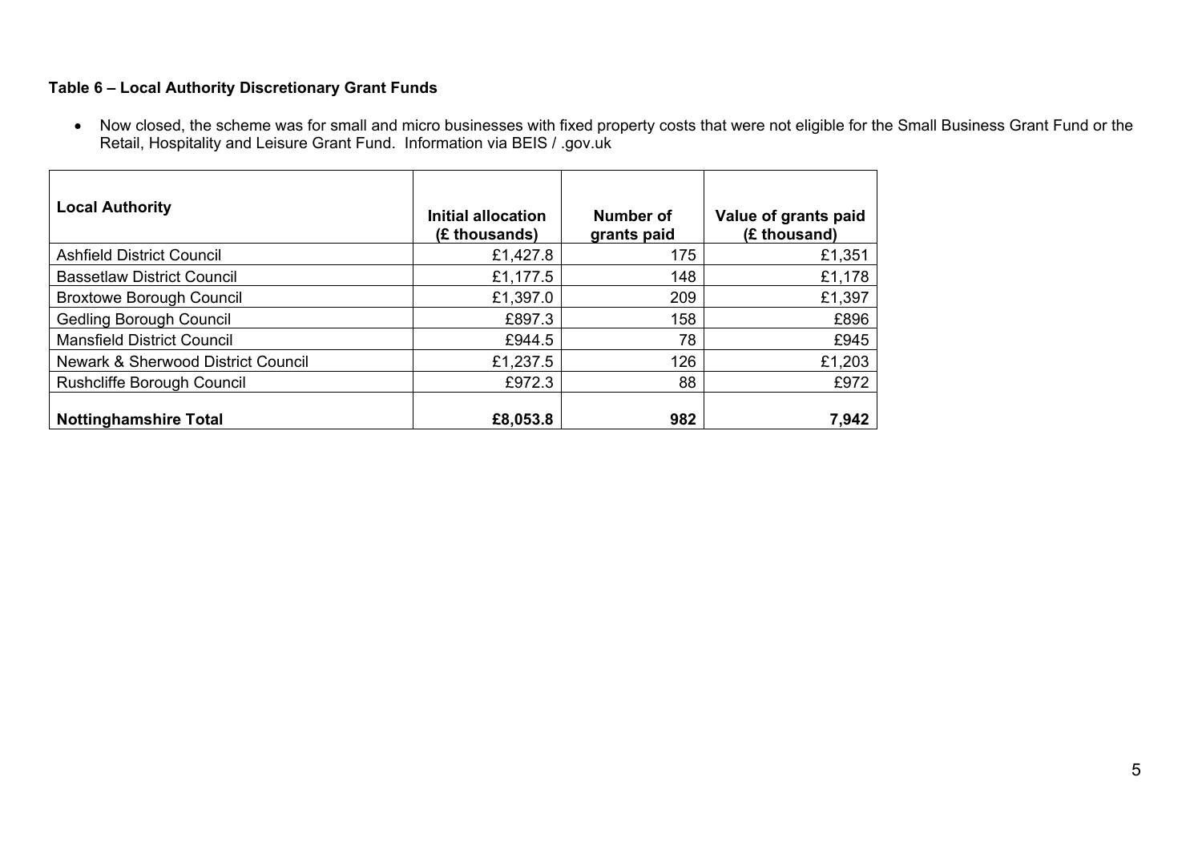**Table 6 – Local Authority Discretionary Grant Funds**

- Now closed, the scheme was for small and micro businesses with fixed property costs that were not eligible for the Small Business Grant Fund or the Retail, Hospitality and Leisure Grant Fund. Information via BEIS / .gov.uk

| Local Authority | Initial allocation (£ thousands) | Number of grants paid | Value of grants paid (£ thousand) |
|---|---:|---:|---:|
| Ashfield District Council | £1,427.8 | 175 | £1,351 |
| Bassetlaw District Council | £1,177.5 | 148 | £1,178 |
| Broxtowe Borough Council | £1,397.0 | 209 | £1,397 |
| Gedling Borough Council | £897.3 | 158 | £896 |
| Mansfield District Council | £944.5 | 78 | £945 |
| Newark & Sherwood District Council | £1,237.5 | 126 | £1,203 |
| Rushcliffe Borough Council | £972.3 | 88 | £972 |
| **Nottinghamshire Total** | **£8,053.8** | **982** | **7,942** |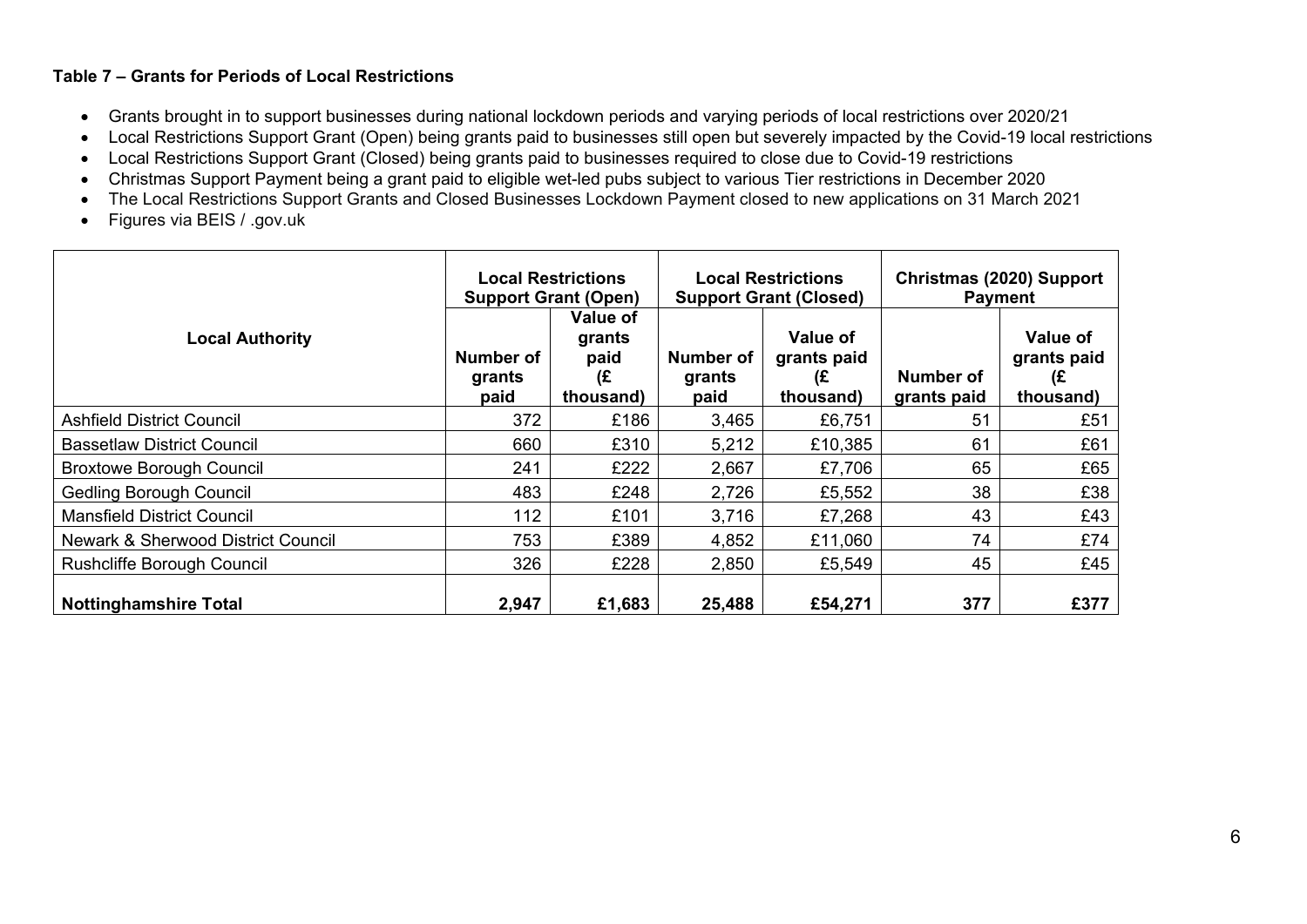**Table 7 – Grants for Periods of Local Restrictions**

- Grants brought in to support businesses during national lockdown periods and varying periods of local restrictions over 2020/21
- Local Restrictions Support Grant (Open) being grants paid to businesses still open but severely impacted by the Covid-19 local restrictions
- Local Restrictions Support Grant (Closed) being grants paid to businesses required to close due to Covid-19 restrictions
- Christmas Support Payment being a grant paid to eligible wet-led pubs subject to various Tier restrictions in December 2020
- The Local Restrictions Support Grants and Closed Businesses Lockdown Payment closed to new applications on 31 March 2021
- Figures via BEIS / .gov.uk

| Local Authority | Local Restrictions Support Grant (Open) | | Local Restrictions Support Grant (Closed) | | Christmas (2020) Support Payment | |
|---|---|---|---|---|---|---|
| | Number of grants paid | Value of grants paid (£ thousand) | Number of grants paid | Value of grants paid (£ thousand) | Number of grants paid | Value of grants paid (£ thousand) |
| Ashfield District Council | 372 | £186 | 3,465 | £6,751 | 51 | £51 |
| Bassetlaw District Council | 660 | £310 | 5,212 | £10,385 | 61 | £61 |
| Broxtowe Borough Council | 241 | £222 | 2,667 | £7,706 | 65 | £65 |
| Gedling Borough Council | 483 | £248 | 2,726 | £5,552 | 38 | £38 |
| Mansfield District Council | 112 | £101 | 3,716 | £7,268 | 43 | £43 |
| Newark & Sherwood District Council | 753 | £389 | 4,852 | £11,060 | 74 | £74 |
| Rushcliffe Borough Council | 326 | £228 | 2,850 | £5,549 | 45 | £45 |
| **Nottinghamshire Total** | **2,947** | **£1,683** | **25,488** | **£54,271** | **377** | **£377** |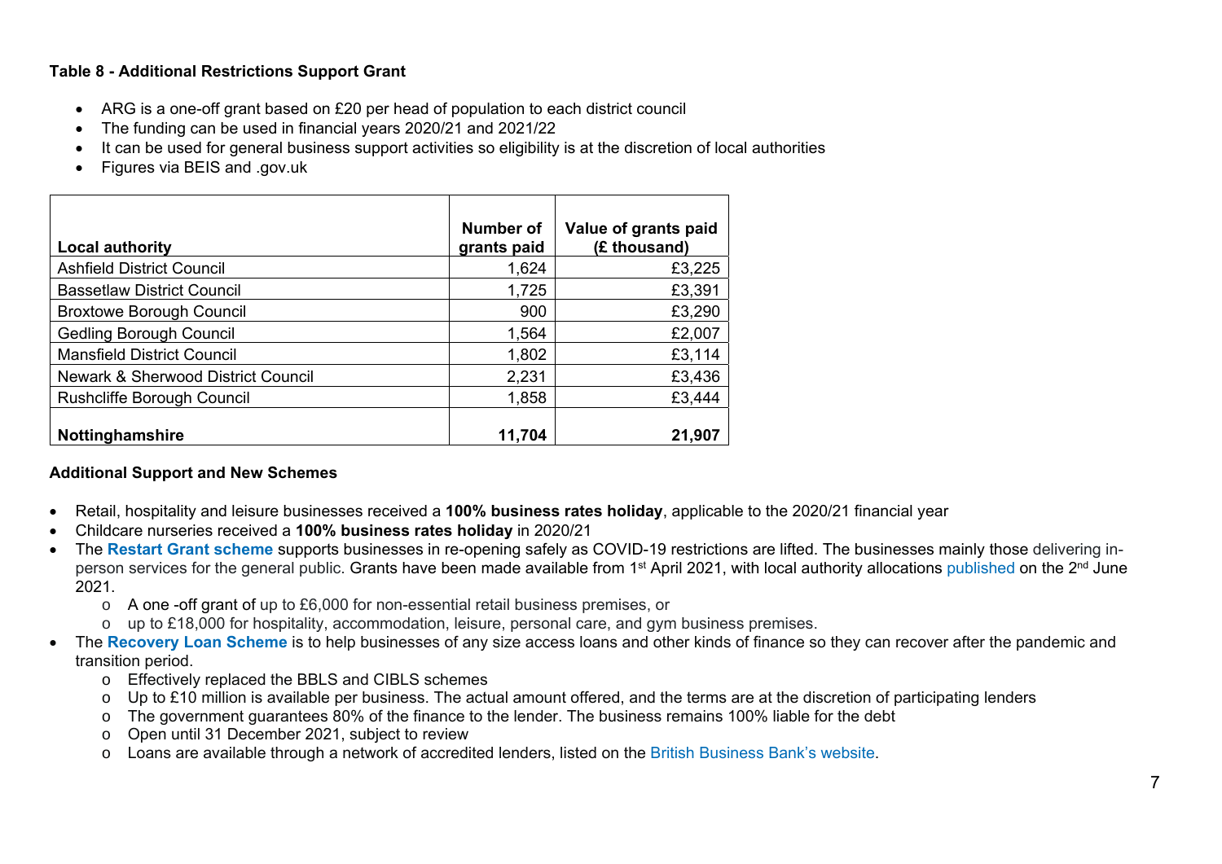**Table 8 - Additional Restrictions Support Grant**

- ARG is a one-off grant based on £20 per head of population to each district council
- The funding can be used in financial years 2020/21 and 2021/22
- It can be used for general business support activities so eligibility is at the discretion of local authorities
- Figures via BEIS and .gov.uk

| Local authority | Number of grants paid | Value of grants paid (£ thousand) |
|---|---|---|
| Ashfield District Council | 1,624 | £3,225 |
| Bassetlaw District Council | 1,725 | £3,391 |
| Broxtowe Borough Council | 900 | £3,290 |
| Gedling Borough Council | 1,564 | £2,007 |
| Mansfield District Council | 1,802 | £3,114 |
| Newark & Sherwood District Council | 2,231 | £3,436 |
| Rushcliffe Borough Council | 1,858 | £3,444 |
| **Nottinghamshire** | **11,704** | **21,907** |

**Additional Support and New Schemes**

- Retail, hospitality and leisure businesses received a **100% business rates holiday**, applicable to the 2020/21 financial year
- Childcare nurseries received a **100% business rates holiday** in 2020/21
- The **Restart Grant scheme** supports businesses in re-opening safely as COVID-19 restrictions are lifted. The businesses mainly those delivering in-person services for the general public. Grants have been made available from 1st April 2021, with local authority allocations published on the 2nd June 2021.
  - A one -off grant of up to £6,000 for non-essential retail business premises, or
  - up to £18,000 for hospitality, accommodation, leisure, personal care, and gym business premises.
- The **Recovery Loan Scheme** is to help businesses of any size access loans and other kinds of finance so they can recover after the pandemic and transition period.
  - Effectively replaced the BBLS and CIBLS schemes
  - Up to £10 million is available per business. The actual amount offered, and the terms are at the discretion of participating lenders
  - The government guarantees 80% of the finance to the lender. The business remains 100% liable for the debt
  - Open until 31 December 2021, subject to review
  - Loans are available through a network of accredited lenders, listed on the British Business Bank's website.